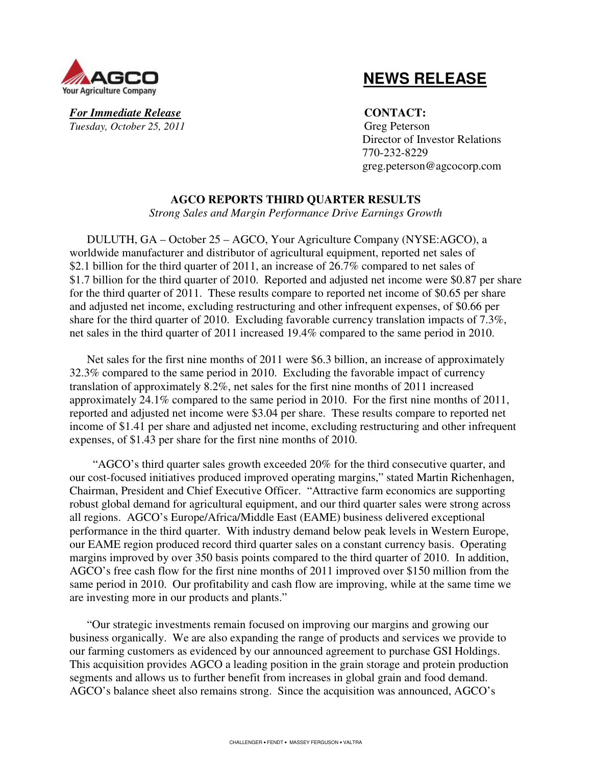# NEWS RELEASE

***For Immediate Release***
*Tuesday, October 25, 2011*

**CONTACT:**
Greg Peterson
Director of Investor Relations
770-232-8229
greg.peterson@agcocorp.com

## AGCO REPORTS THIRD QUARTER RESULTS

*Strong Sales and Margin Performance Drive Earnings Growth*

DULUTH, GA – October 25 – AGCO, Your Agriculture Company (NYSE:AGCO), a worldwide manufacturer and distributor of agricultural equipment, reported net sales of $2.1 billion for the third quarter of 2011, an increase of 26.7% compared to net sales of $1.7 billion for the third quarter of 2010. Reported and adjusted net income were $0.87 per share for the third quarter of 2011. These results compare to reported net income of $0.65 per share and adjusted net income, excluding restructuring and other infrequent expenses, of $0.66 per share for the third quarter of 2010. Excluding favorable currency translation impacts of 7.3%, net sales in the third quarter of 2011 increased 19.4% compared to the same period in 2010.

Net sales for the first nine months of 2011 were $6.3 billion, an increase of approximately 32.3% compared to the same period in 2010. Excluding the favorable impact of currency translation of approximately 8.2%, net sales for the first nine months of 2011 increased approximately 24.1% compared to the same period in 2010. For the first nine months of 2011, reported and adjusted net income were $3.04 per share. These results compare to reported net income of $1.41 per share and adjusted net income, excluding restructuring and other infrequent expenses, of $1.43 per share for the first nine months of 2010.

"AGCO's third quarter sales growth exceeded 20% for the third consecutive quarter, and our cost-focused initiatives produced improved operating margins," stated Martin Richenhagen, Chairman, President and Chief Executive Officer. "Attractive farm economics are supporting robust global demand for agricultural equipment, and our third quarter sales were strong across all regions. AGCO's Europe/Africa/Middle East (EAME) business delivered exceptional performance in the third quarter. With industry demand below peak levels in Western Europe, our EAME region produced record third quarter sales on a constant currency basis. Operating margins improved by over 350 basis points compared to the third quarter of 2010. In addition, AGCO's free cash flow for the first nine months of 2011 improved over $150 million from the same period in 2010. Our profitability and cash flow are improving, while at the same time we are investing more in our products and plants."

"Our strategic investments remain focused on improving our margins and growing our business organically. We are also expanding the range of products and services we provide to our farming customers as evidenced by our announced agreement to purchase GSI Holdings. This acquisition provides AGCO a leading position in the grain storage and protein production segments and allows us to further benefit from increases in global grain and food demand. AGCO's balance sheet also remains strong. Since the acquisition was announced, AGCO's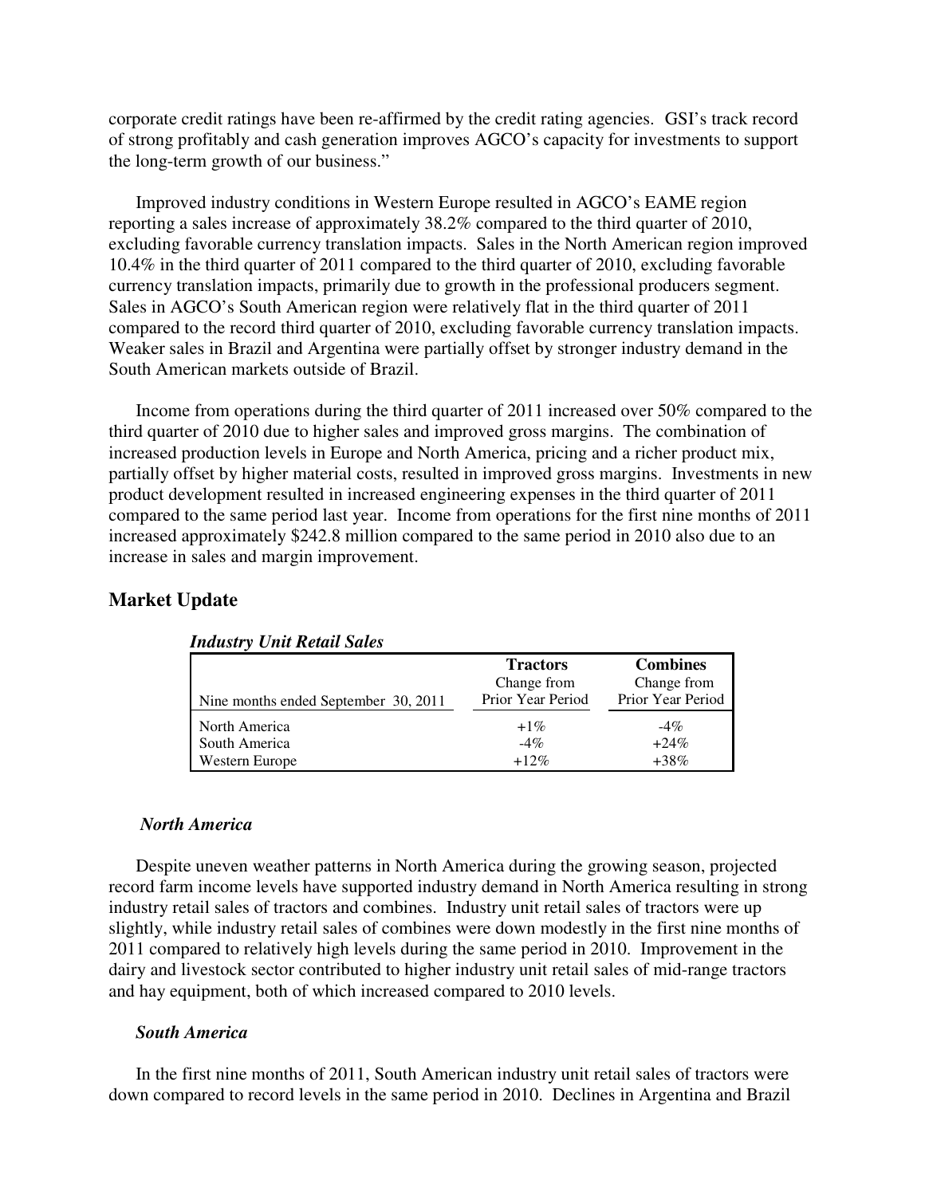corporate credit ratings have been re-affirmed by the credit rating agencies. GSI's track record of strong profitably and cash generation improves AGCO's capacity for investments to support the long-term growth of our business."

Improved industry conditions in Western Europe resulted in AGCO's EAME region reporting a sales increase of approximately 38.2% compared to the third quarter of 2010, excluding favorable currency translation impacts. Sales in the North American region improved 10.4% in the third quarter of 2011 compared to the third quarter of 2010, excluding favorable currency translation impacts, primarily due to growth in the professional producers segment. Sales in AGCO's South American region were relatively flat in the third quarter of 2011 compared to the record third quarter of 2010, excluding favorable currency translation impacts. Weaker sales in Brazil and Argentina were partially offset by stronger industry demand in the South American markets outside of Brazil.

Income from operations during the third quarter of 2011 increased over 50% compared to the third quarter of 2010 due to higher sales and improved gross margins. The combination of increased production levels in Europe and North America, pricing and a richer product mix, partially offset by higher material costs, resulted in improved gross margins. Investments in new product development resulted in increased engineering expenses in the third quarter of 2011 compared to the same period last year. Income from operations for the first nine months of 2011 increased approximately $242.8 million compared to the same period in 2010 also due to an increase in sales and margin improvement.

## Market Update

***Industry Unit Retail Sales***

| Nine months ended September 30, 2011 | **Tractors** Change from Prior Year Period | **Combines** Change from Prior Year Period |
|---|---|---|
| North America | +1% | -4% |
| South America | -4% | +24% |
| Western Europe | +12% | +38% |

### *North America*

Despite uneven weather patterns in North America during the growing season, projected record farm income levels have supported industry demand in North America resulting in strong industry retail sales of tractors and combines. Industry unit retail sales of tractors were up slightly, while industry retail sales of combines were down modestly in the first nine months of 2011 compared to relatively high levels during the same period in 2010. Improvement in the dairy and livestock sector contributed to higher industry unit retail sales of mid-range tractors and hay equipment, both of which increased compared to 2010 levels.

### *South America*

In the first nine months of 2011, South American industry unit retail sales of tractors were down compared to record levels in the same period in 2010. Declines in Argentina and Brazil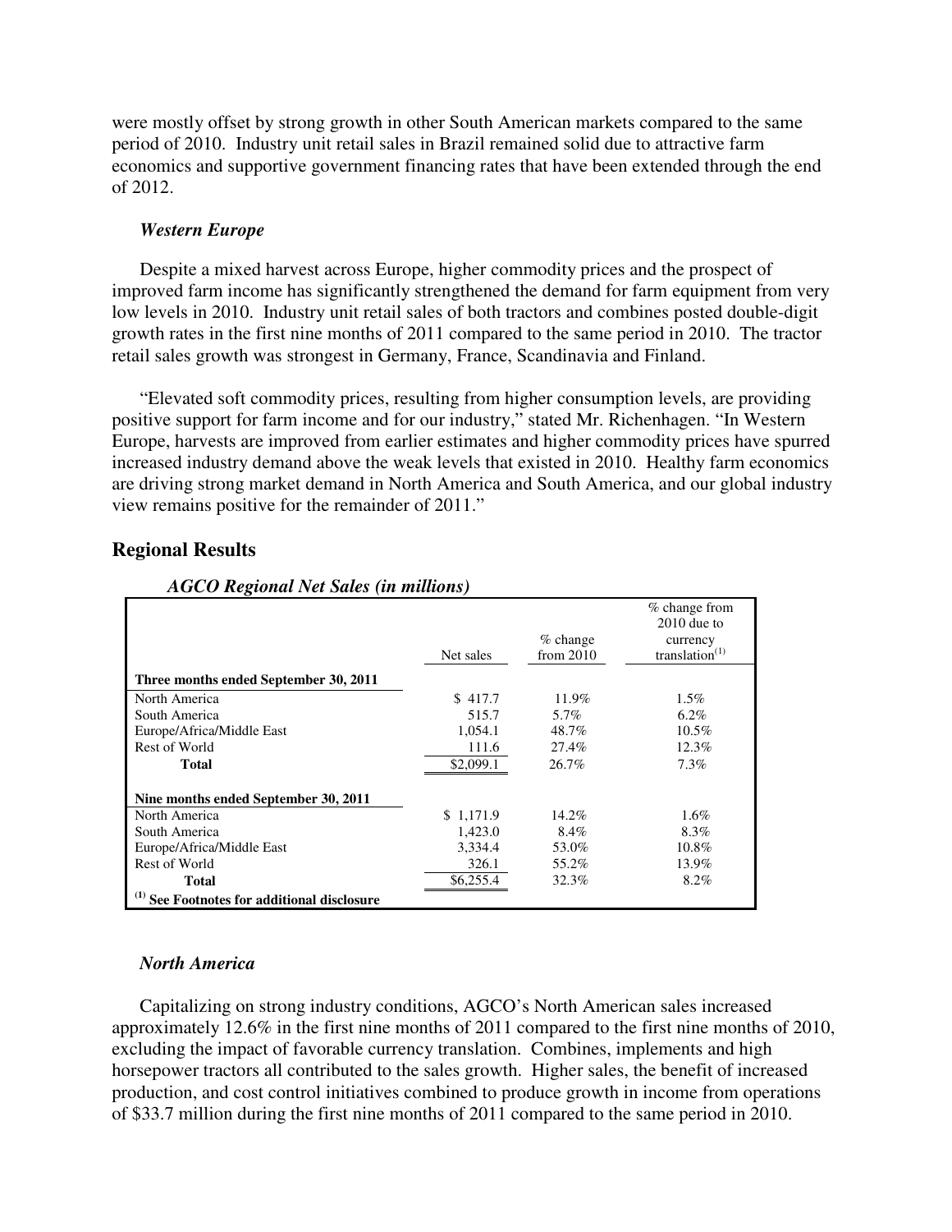were mostly offset by strong growth in other South American markets compared to the same period of 2010. Industry unit retail sales in Brazil remained solid due to attractive farm economics and supportive government financing rates that have been extended through the end of 2012.

*Western Europe*

Despite a mixed harvest across Europe, higher commodity prices and the prospect of improved farm income has significantly strengthened the demand for farm equipment from very low levels in 2010. Industry unit retail sales of both tractors and combines posted double-digit growth rates in the first nine months of 2011 compared to the same period in 2010. The tractor retail sales growth was strongest in Germany, France, Scandinavia and Finland.

"Elevated soft commodity prices, resulting from higher consumption levels, are providing positive support for farm income and for our industry," stated Mr. Richenhagen. "In Western Europe, harvests are improved from earlier estimates and higher commodity prices have spurred increased industry demand above the weak levels that existed in 2010. Healthy farm economics are driving strong market demand in North America and South America, and our global industry view remains positive for the remainder of 2011."

## Regional Results

***AGCO Regional Net Sales (in millions)***

| | Net sales | % change from 2010 | % change from 2010 due to currency translation(1) |
|---|---|---|---|
| **Three months ended September 30, 2011** | | | |
| North America | $ 417.7 | 11.9% | 1.5% |
| South America | 515.7 | 5.7% | 6.2% |
| Europe/Africa/Middle East | 1,054.1 | 48.7% | 10.5% |
| Rest of World | 111.6 | 27.4% | 12.3% |
| **Total** | $2,099.1 | 26.7% | 7.3% |
| **Nine months ended September 30, 2011** | | | |
| North America | $ 1,171.9 | 14.2% | 1.6% |
| South America | 1,423.0 | 8.4% | 8.3% |
| Europe/Africa/Middle East | 3,334.4 | 53.0% | 10.8% |
| Rest of World | 326.1 | 55.2% | 13.9% |
| **Total** | $6,255.4 | 32.3% | 8.2% |

**(1) See Footnotes for additional disclosure**

*North America*

Capitalizing on strong industry conditions, AGCO's North American sales increased approximately 12.6% in the first nine months of 2011 compared to the first nine months of 2010, excluding the impact of favorable currency translation. Combines, implements and high horsepower tractors all contributed to the sales growth. Higher sales, the benefit of increased production, and cost control initiatives combined to produce growth in income from operations of $33.7 million during the first nine months of 2011 compared to the same period in 2010.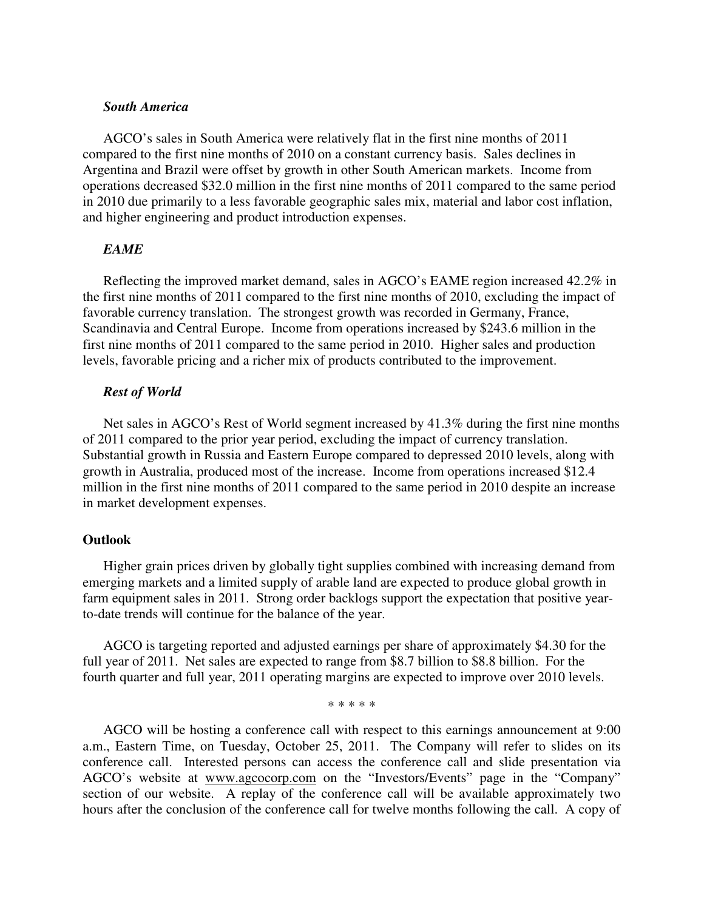*South America*

AGCO's sales in South America were relatively flat in the first nine months of 2011 compared to the first nine months of 2010 on a constant currency basis. Sales declines in Argentina and Brazil were offset by growth in other South American markets. Income from operations decreased $32.0 million in the first nine months of 2011 compared to the same period in 2010 due primarily to a less favorable geographic sales mix, material and labor cost inflation, and higher engineering and product introduction expenses.

*EAME*

Reflecting the improved market demand, sales in AGCO's EAME region increased 42.2% in the first nine months of 2011 compared to the first nine months of 2010, excluding the impact of favorable currency translation. The strongest growth was recorded in Germany, France, Scandinavia and Central Europe. Income from operations increased by $243.6 million in the first nine months of 2011 compared to the same period in 2010. Higher sales and production levels, favorable pricing and a richer mix of products contributed to the improvement.

*Rest of World*

Net sales in AGCO's Rest of World segment increased by 41.3% during the first nine months of 2011 compared to the prior year period, excluding the impact of currency translation. Substantial growth in Russia and Eastern Europe compared to depressed 2010 levels, along with growth in Australia, produced most of the increase. Income from operations increased $12.4 million in the first nine months of 2011 compared to the same period in 2010 despite an increase in market development expenses.

**Outlook**

Higher grain prices driven by globally tight supplies combined with increasing demand from emerging markets and a limited supply of arable land are expected to produce global growth in farm equipment sales in 2011. Strong order backlogs support the expectation that positive year-to-date trends will continue for the balance of the year.

AGCO is targeting reported and adjusted earnings per share of approximately $4.30 for the full year of 2011. Net sales are expected to range from $8.7 billion to $8.8 billion. For the fourth quarter and full year, 2011 operating margins are expected to improve over 2010 levels.

* * * * *

AGCO will be hosting a conference call with respect to this earnings announcement at 9:00 a.m., Eastern Time, on Tuesday, October 25, 2011. The Company will refer to slides on its conference call. Interested persons can access the conference call and slide presentation via AGCO's website at www.agcocorp.com on the "Investors/Events" page in the "Company" section of our website. A replay of the conference call will be available approximately two hours after the conclusion of the conference call for twelve months following the call. A copy of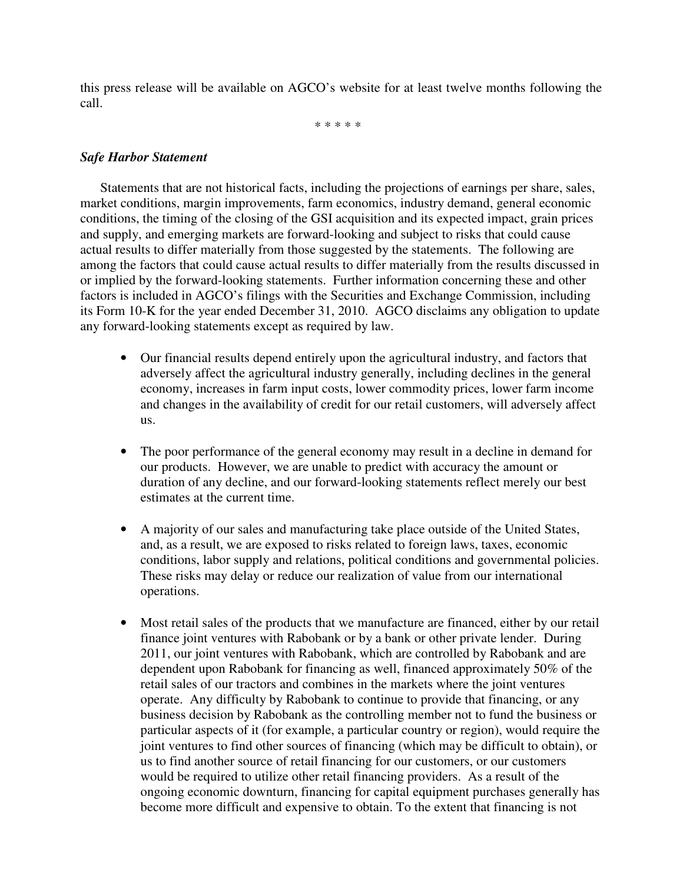this press release will be available on AGCO's website for at least twelve months following the call.

\* \* \* \* \*

***Safe Harbor Statement***

Statements that are not historical facts, including the projections of earnings per share, sales, market conditions, margin improvements, farm economics, industry demand, general economic conditions, the timing of the closing of the GSI acquisition and its expected impact, grain prices and supply, and emerging markets are forward-looking and subject to risks that could cause actual results to differ materially from those suggested by the statements. The following are among the factors that could cause actual results to differ materially from the results discussed in or implied by the forward-looking statements. Further information concerning these and other factors is included in AGCO's filings with the Securities and Exchange Commission, including its Form 10-K for the year ended December 31, 2010. AGCO disclaims any obligation to update any forward-looking statements except as required by law.

- Our financial results depend entirely upon the agricultural industry, and factors that adversely affect the agricultural industry generally, including declines in the general economy, increases in farm input costs, lower commodity prices, lower farm income and changes in the availability of credit for our retail customers, will adversely affect us.

- The poor performance of the general economy may result in a decline in demand for our products. However, we are unable to predict with accuracy the amount or duration of any decline, and our forward-looking statements reflect merely our best estimates at the current time.

- A majority of our sales and manufacturing take place outside of the United States, and, as a result, we are exposed to risks related to foreign laws, taxes, economic conditions, labor supply and relations, political conditions and governmental policies. These risks may delay or reduce our realization of value from our international operations.

- Most retail sales of the products that we manufacture are financed, either by our retail finance joint ventures with Rabobank or by a bank or other private lender. During 2011, our joint ventures with Rabobank, which are controlled by Rabobank and are dependent upon Rabobank for financing as well, financed approximately 50% of the retail sales of our tractors and combines in the markets where the joint ventures operate. Any difficulty by Rabobank to continue to provide that financing, or any business decision by Rabobank as the controlling member not to fund the business or particular aspects of it (for example, a particular country or region), would require the joint ventures to find other sources of financing (which may be difficult to obtain), or us to find another source of retail financing for our customers, or our customers would be required to utilize other retail financing providers. As a result of the ongoing economic downturn, financing for capital equipment purchases generally has become more difficult and expensive to obtain. To the extent that financing is not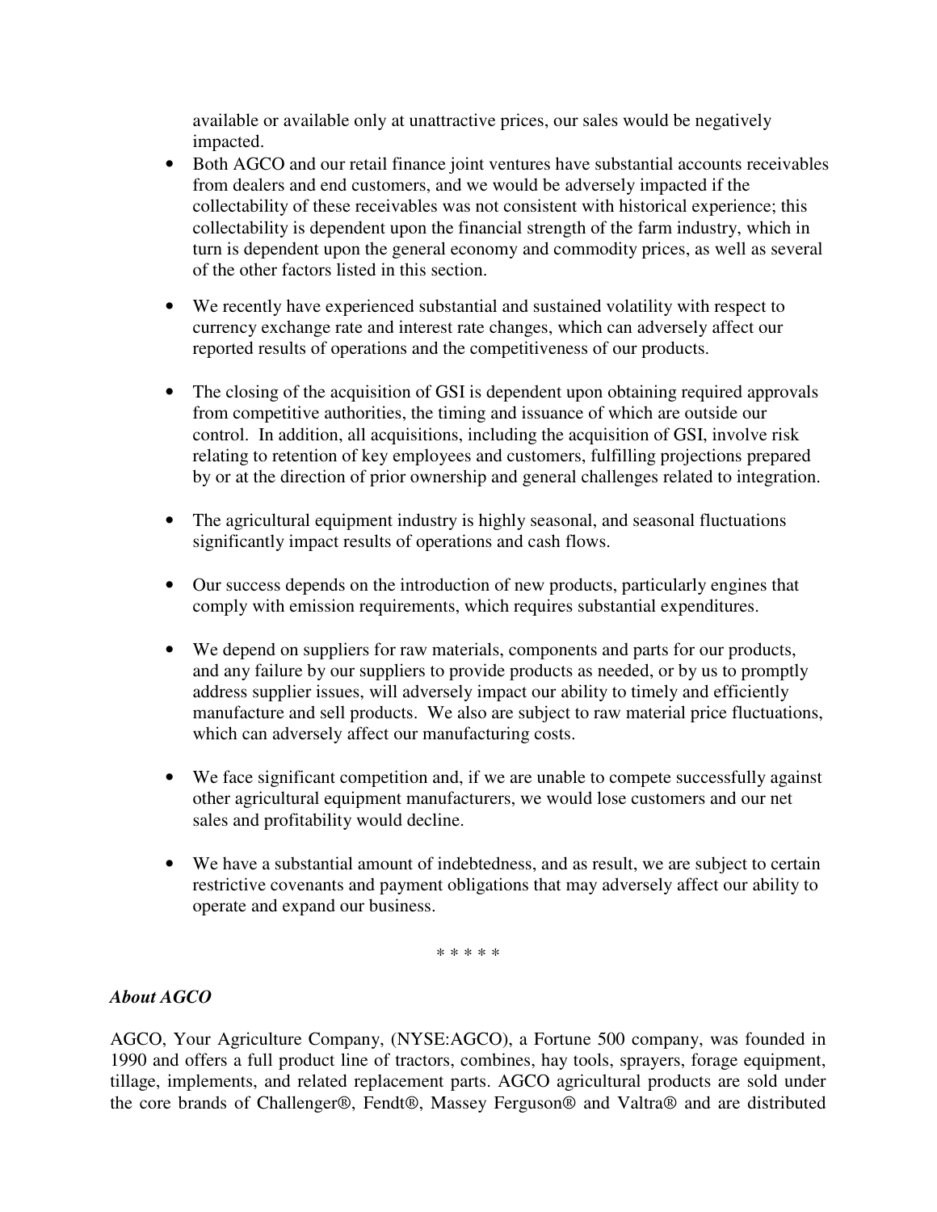available or available only at unattractive prices, our sales would be negatively impacted.

- Both AGCO and our retail finance joint ventures have substantial accounts receivables from dealers and end customers, and we would be adversely impacted if the collectability of these receivables was not consistent with historical experience; this collectability is dependent upon the financial strength of the farm industry, which in turn is dependent upon the general economy and commodity prices, as well as several of the other factors listed in this section.

- We recently have experienced substantial and sustained volatility with respect to currency exchange rate and interest rate changes, which can adversely affect our reported results of operations and the competitiveness of our products.

- The closing of the acquisition of GSI is dependent upon obtaining required approvals from competitive authorities, the timing and issuance of which are outside our control. In addition, all acquisitions, including the acquisition of GSI, involve risk relating to retention of key employees and customers, fulfilling projections prepared by or at the direction of prior ownership and general challenges related to integration.

- The agricultural equipment industry is highly seasonal, and seasonal fluctuations significantly impact results of operations and cash flows.

- Our success depends on the introduction of new products, particularly engines that comply with emission requirements, which requires substantial expenditures.

- We depend on suppliers for raw materials, components and parts for our products, and any failure by our suppliers to provide products as needed, or by us to promptly address supplier issues, will adversely impact our ability to timely and efficiently manufacture and sell products. We also are subject to raw material price fluctuations, which can adversely affect our manufacturing costs.

- We face significant competition and, if we are unable to compete successfully against other agricultural equipment manufacturers, we would lose customers and our net sales and profitability would decline.

- We have a substantial amount of indebtedness, and as result, we are subject to certain restrictive covenants and payment obligations that may adversely affect our ability to operate and expand our business.

\* \* \* \* \*

***About AGCO***

AGCO, Your Agriculture Company, (NYSE:AGCO), a Fortune 500 company, was founded in 1990 and offers a full product line of tractors, combines, hay tools, sprayers, forage equipment, tillage, implements, and related replacement parts. AGCO agricultural products are sold under the core brands of Challenger®, Fendt®, Massey Ferguson® and Valtra® and are distributed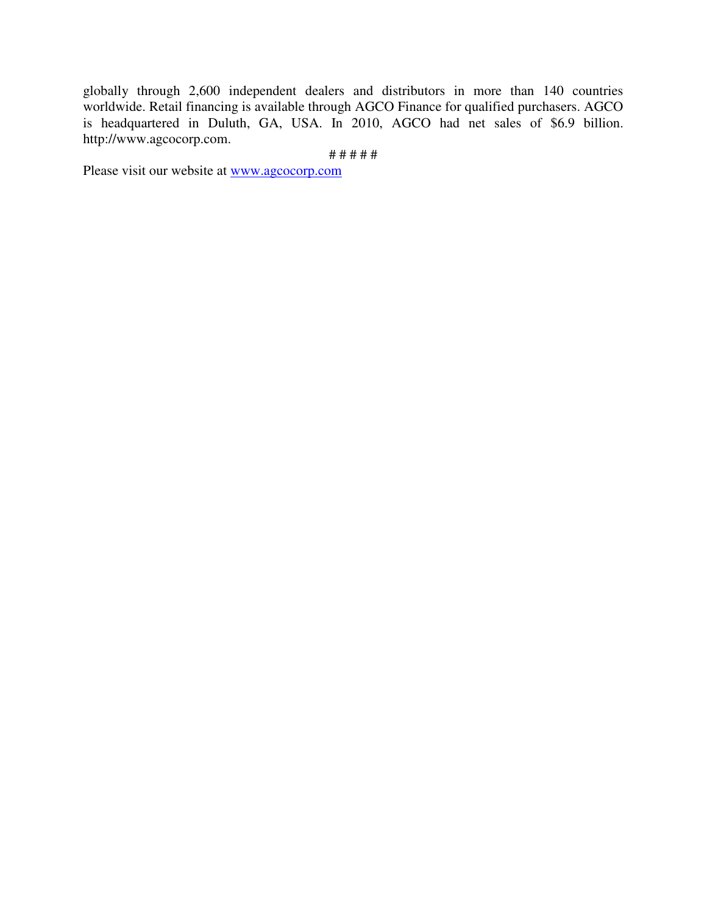globally through 2,600 independent dealers and distributors in more than 140 countries worldwide. Retail financing is available through AGCO Finance for qualified purchasers. AGCO is headquartered in Duluth, GA, USA. In 2010, AGCO had net sales of $6.9 billion. http://www.agcocorp.com.

# # # # #

Please visit our website at www.agcocorp.com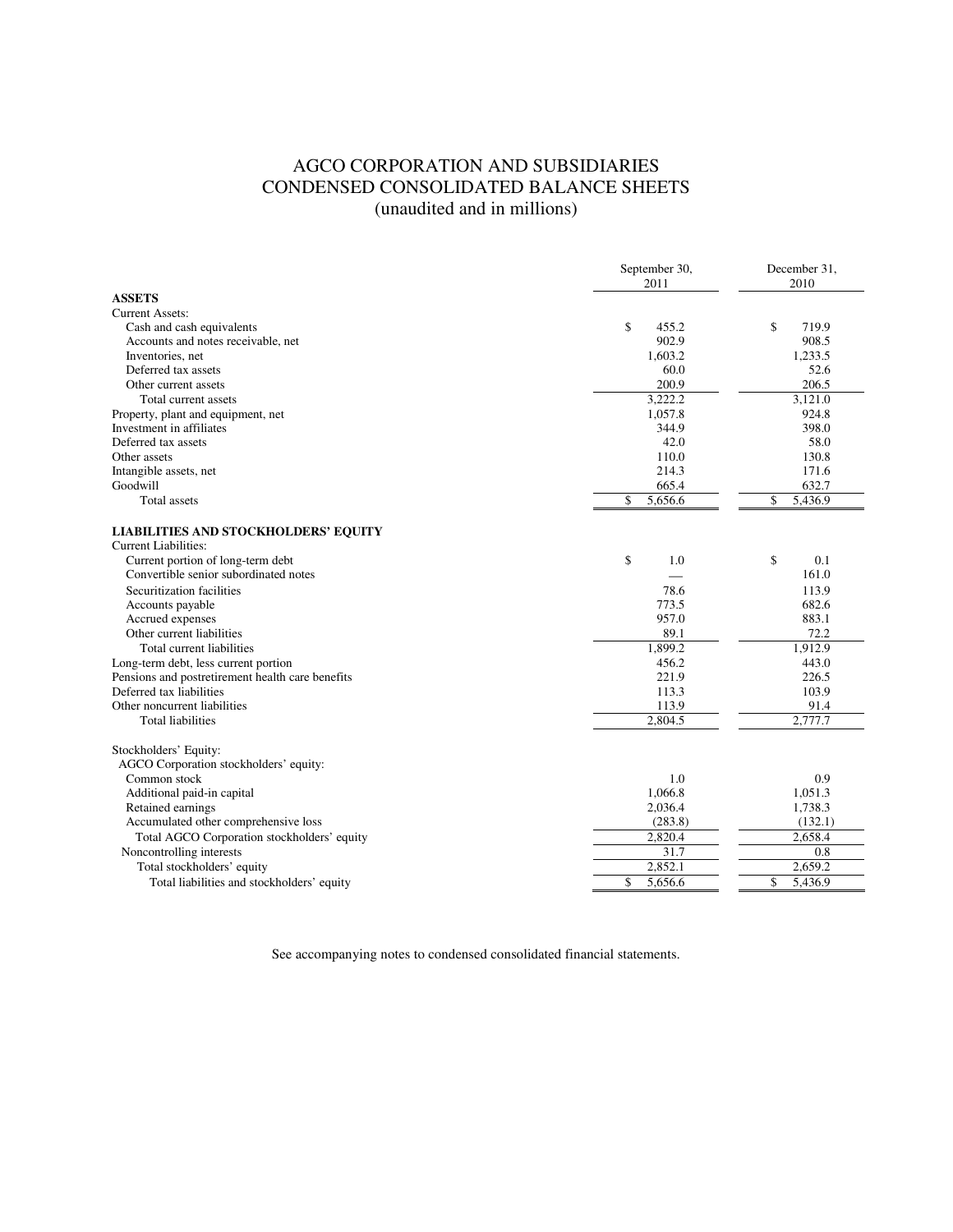# AGCO CORPORATION AND SUBSIDIARIES
## CONDENSED CONSOLIDATED BALANCE SHEETS
(unaudited and in millions)

| | September 30, 2011 | December 31, 2010 |
|---|---|---|
| **ASSETS** | | |
| Current Assets: | | |
| Cash and cash equivalents | $ 455.2 | $ 719.9 |
| Accounts and notes receivable, net | 902.9 | 908.5 |
| Inventories, net | 1,603.2 | 1,233.5 |
| Deferred tax assets | 60.0 | 52.6 |
| Other current assets | 200.9 | 206.5 |
| Total current assets | 3,222.2 | 3,121.0 |
| Property, plant and equipment, net | 1,057.8 | 924.8 |
| Investment in affiliates | 344.9 | 398.0 |
| Deferred tax assets | 42.0 | 58.0 |
| Other assets | 110.0 | 130.8 |
| Intangible assets, net | 214.3 | 171.6 |
| Goodwill | 665.4 | 632.7 |
| Total assets | $ 5,656.6 | $ 5,436.9 |
| **LIABILITIES AND STOCKHOLDERS' EQUITY** | | |
| Current Liabilities: | | |
| Current portion of long-term debt | $ 1.0 | $ 0.1 |
| Convertible senior subordinated notes | — | 161.0 |
| Securitization facilities | 78.6 | 113.9 |
| Accounts payable | 773.5 | 682.6 |
| Accrued expenses | 957.0 | 883.1 |
| Other current liabilities | 89.1 | 72.2 |
| Total current liabilities | 1,899.2 | 1,912.9 |
| Long-term debt, less current portion | 456.2 | 443.0 |
| Pensions and postretirement health care benefits | 221.9 | 226.5 |
| Deferred tax liabilities | 113.3 | 103.9 |
| Other noncurrent liabilities | 113.9 | 91.4 |
| Total liabilities | 2,804.5 | 2,777.7 |
| Stockholders' Equity: | | |
| AGCO Corporation stockholders' equity: | | |
| Common stock | 1.0 | 0.9 |
| Additional paid-in capital | 1,066.8 | 1,051.3 |
| Retained earnings | 2,036.4 | 1,738.3 |
| Accumulated other comprehensive loss | (283.8) | (132.1) |
| Total AGCO Corporation stockholders' equity | 2,820.4 | 2,658.4 |
| Noncontrolling interests | 31.7 | 0.8 |
| Total stockholders' equity | 2,852.1 | 2,659.2 |
| Total liabilities and stockholders' equity | $ 5,656.6 | $ 5,436.9 |

See accompanying notes to condensed consolidated financial statements.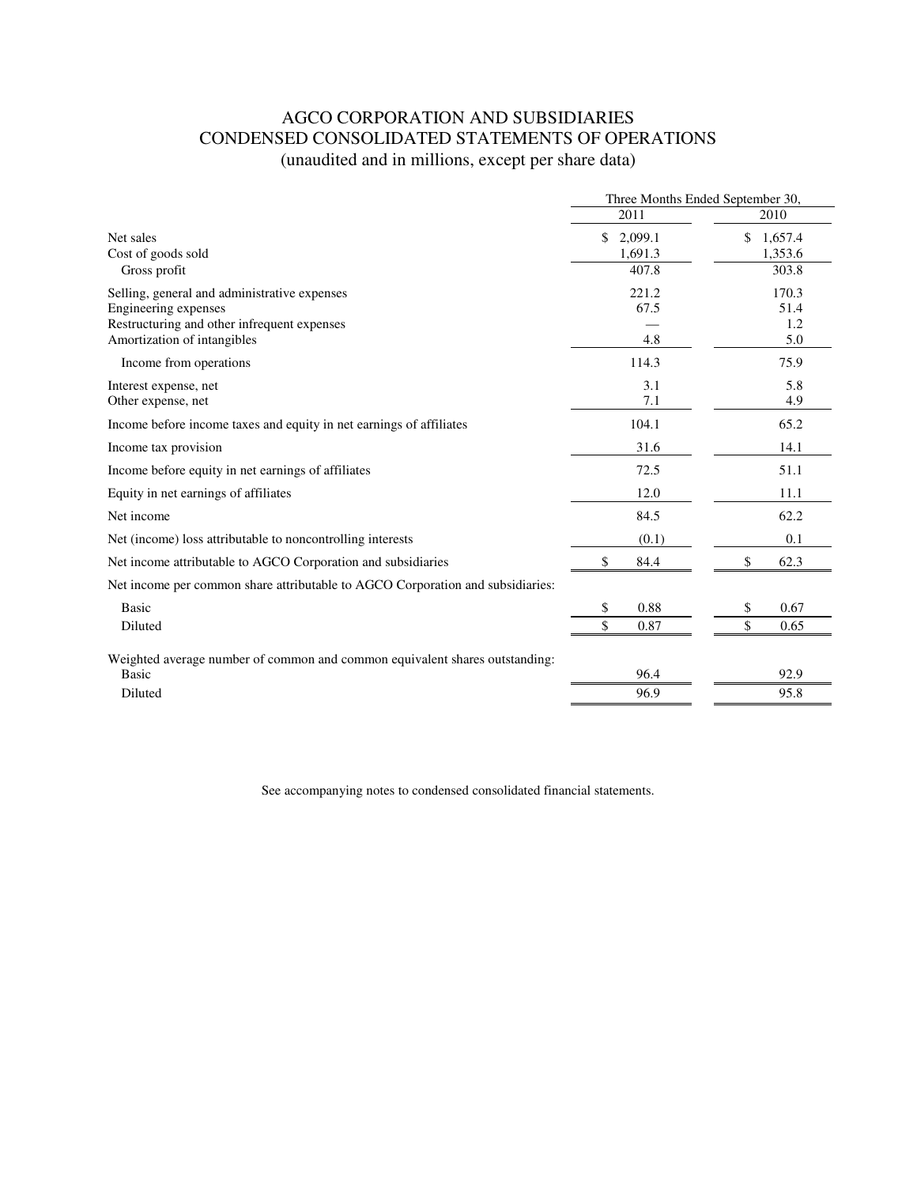# AGCO CORPORATION AND SUBSIDIARIES
## CONDENSED CONSOLIDATED STATEMENTS OF OPERATIONS
(unaudited and in millions, except per share data)

| | Three Months Ended September 30, | |
|---|---|---|
| | 2011 | 2010 |
| Net sales | $ 2,099.1 | $ 1,657.4 |
| Cost of goods sold | 1,691.3 | 1,353.6 |
| Gross profit | 407.8 | 303.8 |
| Selling, general and administrative expenses | 221.2 | 170.3 |
| Engineering expenses | 67.5 | 51.4 |
| Restructuring and other infrequent expenses | — | 1.2 |
| Amortization of intangibles | 4.8 | 5.0 |
| Income from operations | 114.3 | 75.9 |
| Interest expense, net | 3.1 | 5.8 |
| Other expense, net | 7.1 | 4.9 |
| Income before income taxes and equity in net earnings of affiliates | 104.1 | 65.2 |
| Income tax provision | 31.6 | 14.1 |
| Income before equity in net earnings of affiliates | 72.5 | 51.1 |
| Equity in net earnings of affiliates | 12.0 | 11.1 |
| Net income | 84.5 | 62.2 |
| Net (income) loss attributable to noncontrolling interests | (0.1) | 0.1 |
| Net income attributable to AGCO Corporation and subsidiaries | $ 84.4 | $ 62.3 |
| Net income per common share attributable to AGCO Corporation and subsidiaries: | | |
| Basic | $ 0.88 | $ 0.67 |
| Diluted | $ 0.87 | $ 0.65 |
| Weighted average number of common and common equivalent shares outstanding: | | |
| Basic | 96.4 | 92.9 |
| Diluted | 96.9 | 95.8 |

See accompanying notes to condensed consolidated financial statements.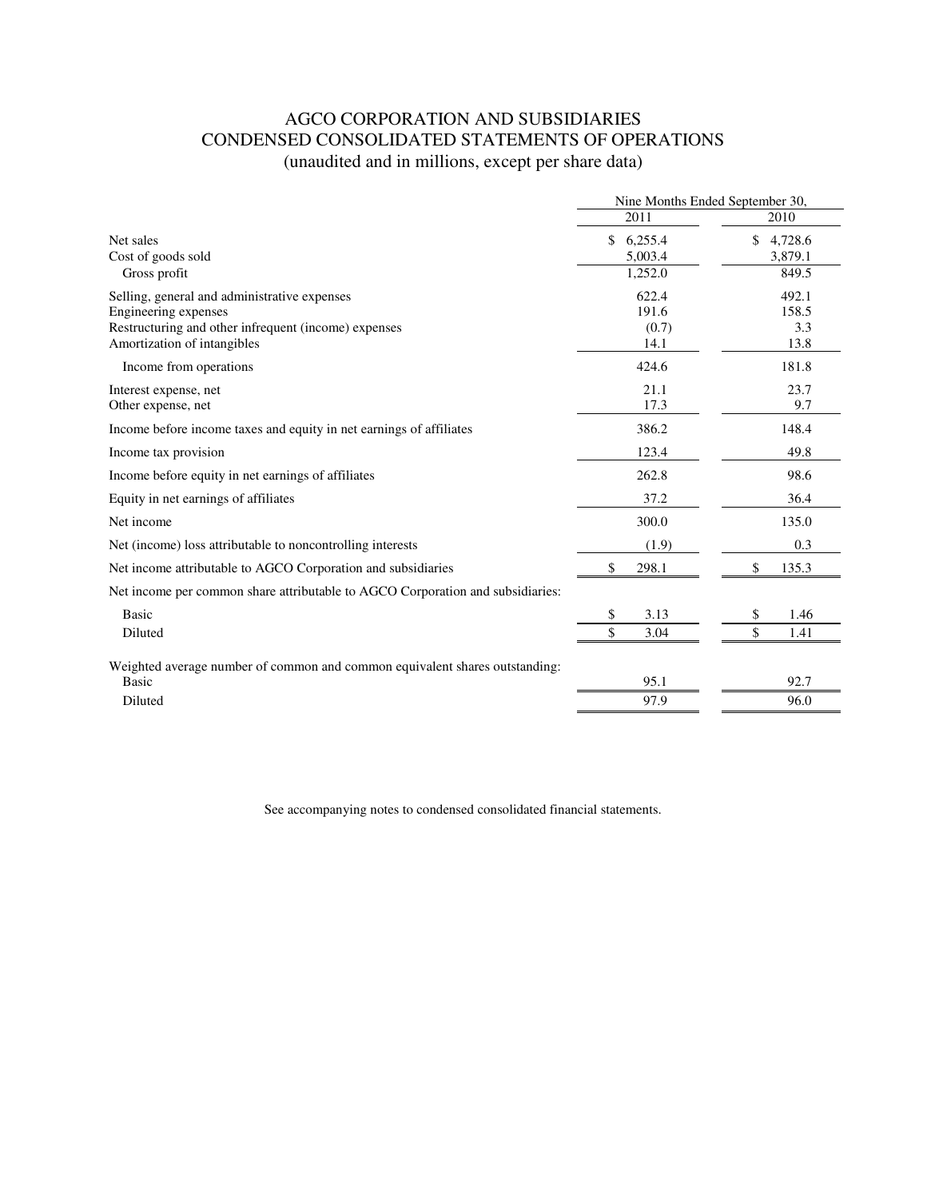# AGCO CORPORATION AND SUBSIDIARIES
## CONDENSED CONSOLIDATED STATEMENTS OF OPERATIONS
(unaudited and in millions, except per share data)

| | Nine Months Ended September 30, | |
|---|---|---|
| | 2011 | 2010 |
| Net sales | $ 6,255.4 | $ 4,728.6 |
| Cost of goods sold | 5,003.4 | 3,879.1 |
| Gross profit | 1,252.0 | 849.5 |
| Selling, general and administrative expenses | 622.4 | 492.1 |
| Engineering expenses | 191.6 | 158.5 |
| Restructuring and other infrequent (income) expenses | (0.7) | 3.3 |
| Amortization of intangibles | 14.1 | 13.8 |
| Income from operations | 424.6 | 181.8 |
| Interest expense, net | 21.1 | 23.7 |
| Other expense, net | 17.3 | 9.7 |
| Income before income taxes and equity in net earnings of affiliates | 386.2 | 148.4 |
| Income tax provision | 123.4 | 49.8 |
| Income before equity in net earnings of affiliates | 262.8 | 98.6 |
| Equity in net earnings of affiliates | 37.2 | 36.4 |
| Net income | 300.0 | 135.0 |
| Net (income) loss attributable to noncontrolling interests | (1.9) | 0.3 |
| Net income attributable to AGCO Corporation and subsidiaries | $ 298.1 | $ 135.3 |
| Net income per common share attributable to AGCO Corporation and subsidiaries: | | |
| Basic | $ 3.13 | $ 1.46 |
| Diluted | $ 3.04 | $ 1.41 |
| Weighted average number of common and common equivalent shares outstanding: | | |
| Basic | 95.1 | 92.7 |
| Diluted | 97.9 | 96.0 |

See accompanying notes to condensed consolidated financial statements.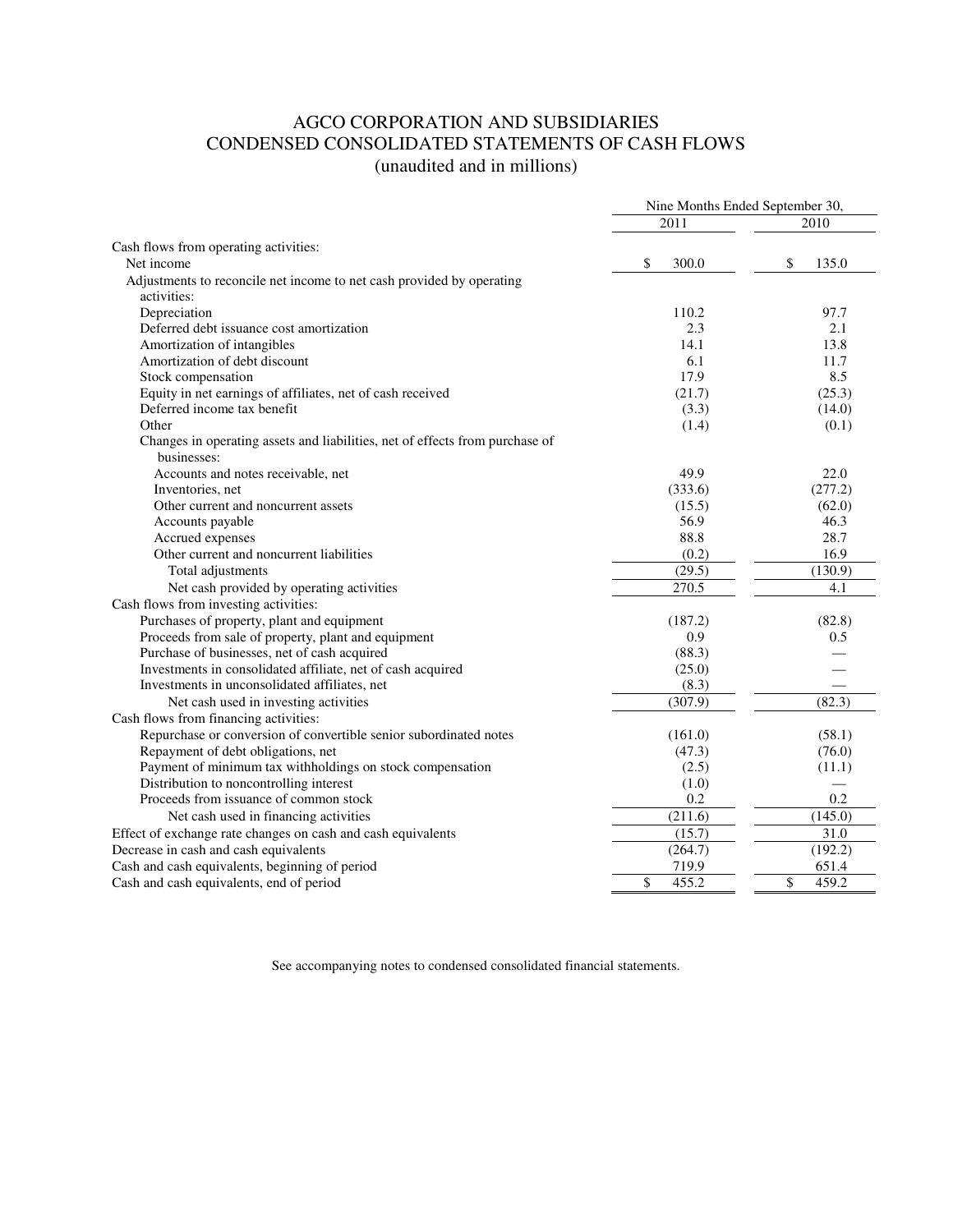# AGCO CORPORATION AND SUBSIDIARIES
## CONDENSED CONSOLIDATED STATEMENTS OF CASH FLOWS
(unaudited and in millions)

| | Nine Months Ended September 30, | |
|---|---|---|
| | 2011 | 2010 |
| Cash flows from operating activities: | | |
| Net income | $ 300.0 | $ 135.0 |
| Adjustments to reconcile net income to net cash provided by operating activities: | | |
| Depreciation | 110.2 | 97.7 |
| Deferred debt issuance cost amortization | 2.3 | 2.1 |
| Amortization of intangibles | 14.1 | 13.8 |
| Amortization of debt discount | 6.1 | 11.7 |
| Stock compensation | 17.9 | 8.5 |
| Equity in net earnings of affiliates, net of cash received | (21.7) | (25.3) |
| Deferred income tax benefit | (3.3) | (14.0) |
| Other | (1.4) | (0.1) |
| Changes in operating assets and liabilities, net of effects from purchase of businesses: | | |
| Accounts and notes receivable, net | 49.9 | 22.0 |
| Inventories, net | (333.6) | (277.2) |
| Other current and noncurrent assets | (15.5) | (62.0) |
| Accounts payable | 56.9 | 46.3 |
| Accrued expenses | 88.8 | 28.7 |
| Other current and noncurrent liabilities | (0.2) | 16.9 |
| Total adjustments | (29.5) | (130.9) |
| Net cash provided by operating activities | 270.5 | 4.1 |
| Cash flows from investing activities: | | |
| Purchases of property, plant and equipment | (187.2) | (82.8) |
| Proceeds from sale of property, plant and equipment | 0.9 | 0.5 |
| Purchase of businesses, net of cash acquired | (88.3) | — |
| Investments in consolidated affiliate, net of cash acquired | (25.0) | — |
| Investments in unconsolidated affiliates, net | (8.3) | — |
| Net cash used in investing activities | (307.9) | (82.3) |
| Cash flows from financing activities: | | |
| Repurchase or conversion of convertible senior subordinated notes | (161.0) | (58.1) |
| Repayment of debt obligations, net | (47.3) | (76.0) |
| Payment of minimum tax withholdings on stock compensation | (2.5) | (11.1) |
| Distribution to noncontrolling interest | (1.0) | — |
| Proceeds from issuance of common stock | 0.2 | 0.2 |
| Net cash used in financing activities | (211.6) | (145.0) |
| Effect of exchange rate changes on cash and cash equivalents | (15.7) | 31.0 |
| Decrease in cash and cash equivalents | (264.7) | (192.2) |
| Cash and cash equivalents, beginning of period | 719.9 | 651.4 |
| Cash and cash equivalents, end of period | $ 455.2 | $ 459.2 |

See accompanying notes to condensed consolidated financial statements.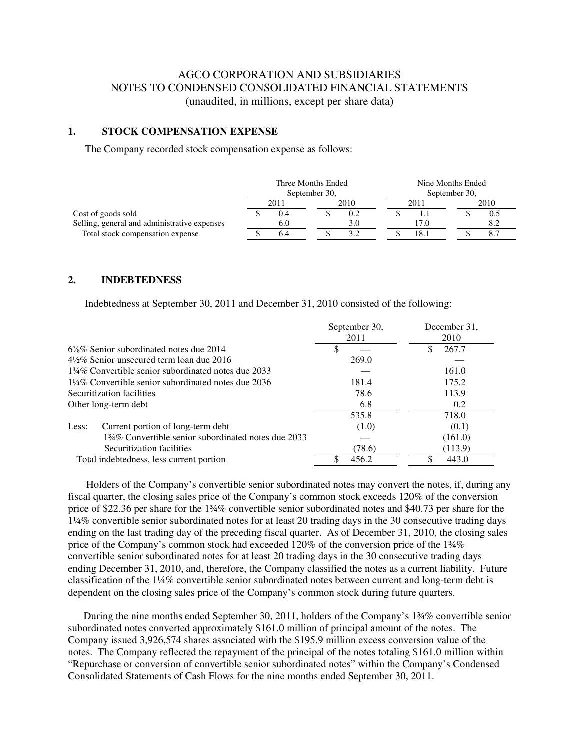# AGCO CORPORATION AND SUBSIDIARIES
## NOTES TO CONDENSED CONSOLIDATED FINANCIAL STATEMENTS
(unaudited, in millions, except per share data)

### 1. STOCK COMPENSATION EXPENSE

The Company recorded stock compensation expense as follows:

| | Three Months Ended September 30, | | Nine Months Ended September 30, | |
|---|---|---|---|---|
| | 2011 | 2010 | 2011 | 2010 |
| Cost of goods sold | $ 0.4 | $ 0.2 | $ 1.1 | $ 0.5 |
| Selling, general and administrative expenses | 6.0 | 3.0 | 17.0 | 8.2 |
| Total stock compensation expense | $ 6.4 | $ 3.2 | $ 18.1 | $ 8.7 |

### 2. INDEBTEDNESS

Indebtedness at September 30, 2011 and December 31, 2010 consisted of the following:

| | September 30, 2011 | December 31, 2010 |
|---|---|---|
| 6⅞% Senior subordinated notes due 2014 | $ — | $ 267.7 |
| 4½% Senior unsecured term loan due 2016 | 269.0 | — |
| 1¾% Convertible senior subordinated notes due 2033 | — | 161.0 |
| 1¼% Convertible senior subordinated notes due 2036 | 181.4 | 175.2 |
| Securitization facilities | 78.6 | 113.9 |
| Other long-term debt | 6.8 | 0.2 |
| | 535.8 | 718.0 |
| Less: Current portion of long-term debt | (1.0) | (0.1) |
| 1¾% Convertible senior subordinated notes due 2033 | — | (161.0) |
| Securitization facilities | (78.6) | (113.9) |
| Total indebtedness, less current portion | $ 456.2 | $ 443.0 |

Holders of the Company's convertible senior subordinated notes may convert the notes, if, during any fiscal quarter, the closing sales price of the Company's common stock exceeds 120% of the conversion price of $22.36 per share for the 1¾% convertible senior subordinated notes and $40.73 per share for the 1¼% convertible senior subordinated notes for at least 20 trading days in the 30 consecutive trading days ending on the last trading day of the preceding fiscal quarter. As of December 31, 2010, the closing sales price of the Company's common stock had exceeded 120% of the conversion price of the 1¾% convertible senior subordinated notes for at least 20 trading days in the 30 consecutive trading days ending December 31, 2010, and, therefore, the Company classified the notes as a current liability. Future classification of the 1¼% convertible senior subordinated notes between current and long-term debt is dependent on the closing sales price of the Company's common stock during future quarters.

During the nine months ended September 30, 2011, holders of the Company's 1¾% convertible senior subordinated notes converted approximately $161.0 million of principal amount of the notes. The Company issued 3,926,574 shares associated with the $195.9 million excess conversion value of the notes. The Company reflected the repayment of the principal of the notes totaling $161.0 million within "Repurchase or conversion of convertible senior subordinated notes" within the Company's Condensed Consolidated Statements of Cash Flows for the nine months ended September 30, 2011.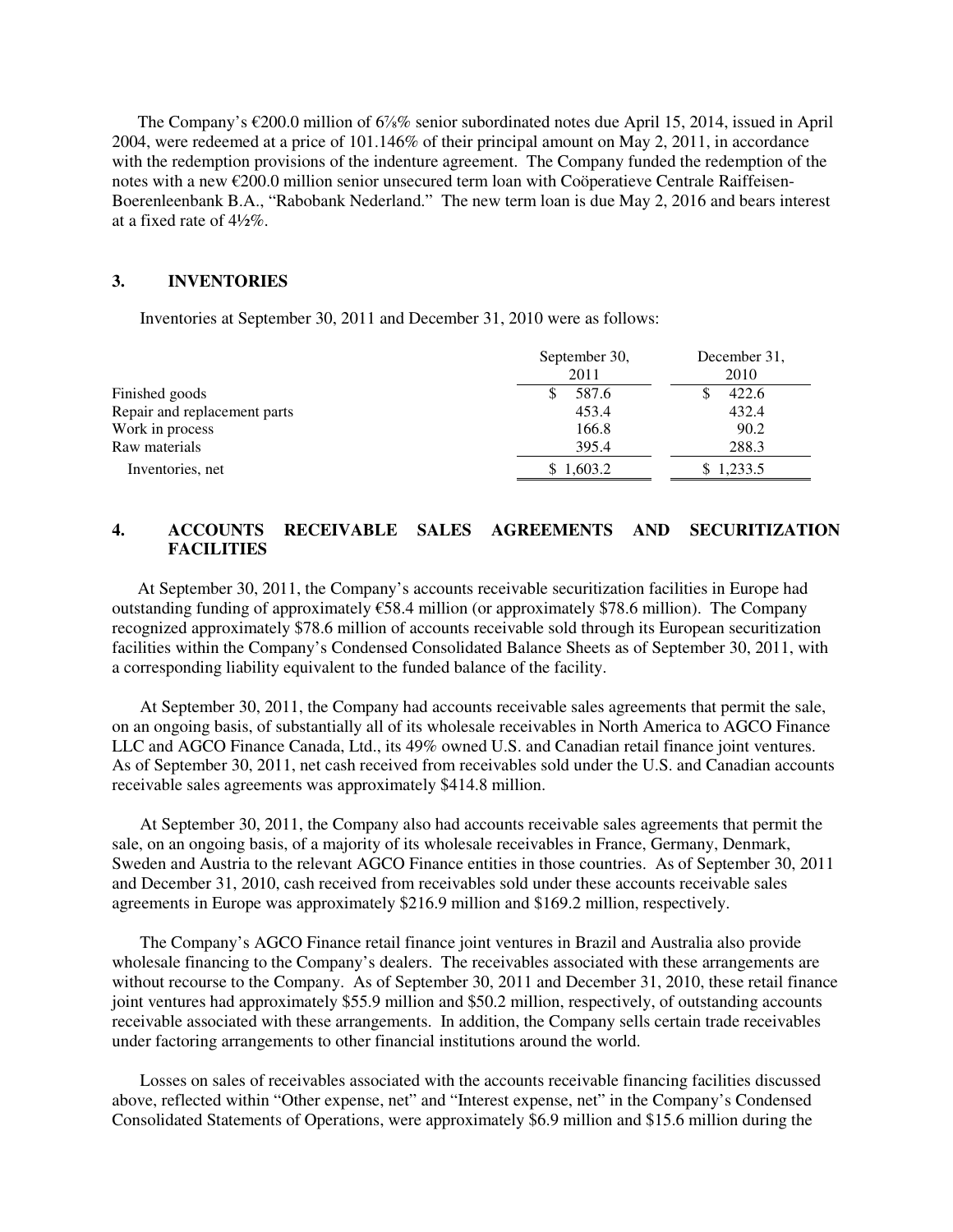The Company's €200.0 million of 6⅞% senior subordinated notes due April 15, 2014, issued in April 2004, were redeemed at a price of 101.146% of their principal amount on May 2, 2011, in accordance with the redemption provisions of the indenture agreement. The Company funded the redemption of the notes with a new €200.0 million senior unsecured term loan with Coöperatieve Centrale Raiffeisen-Boerenleenbank B.A., "Rabobank Nederland." The new term loan is due May 2, 2016 and bears interest at a fixed rate of 4½%.

## 3. INVENTORIES

Inventories at September 30, 2011 and December 31, 2010 were as follows:

| | September 30, 2011 | December 31, 2010 |
|---|---|---|
| Finished goods | $ 587.6 | $ 422.6 |
| Repair and replacement parts | 453.4 | 432.4 |
| Work in process | 166.8 | 90.2 |
| Raw materials | 395.4 | 288.3 |
| Inventories, net | $ 1,603.2 | $ 1,233.5 |

## 4. ACCOUNTS RECEIVABLE SALES AGREEMENTS AND SECURITIZATION FACILITIES

At September 30, 2011, the Company's accounts receivable securitization facilities in Europe had outstanding funding of approximately €58.4 million (or approximately $78.6 million). The Company recognized approximately $78.6 million of accounts receivable sold through its European securitization facilities within the Company's Condensed Consolidated Balance Sheets as of September 30, 2011, with a corresponding liability equivalent to the funded balance of the facility.

At September 30, 2011, the Company had accounts receivable sales agreements that permit the sale, on an ongoing basis, of substantially all of its wholesale receivables in North America to AGCO Finance LLC and AGCO Finance Canada, Ltd., its 49% owned U.S. and Canadian retail finance joint ventures. As of September 30, 2011, net cash received from receivables sold under the U.S. and Canadian accounts receivable sales agreements was approximately $414.8 million.

At September 30, 2011, the Company also had accounts receivable sales agreements that permit the sale, on an ongoing basis, of a majority of its wholesale receivables in France, Germany, Denmark, Sweden and Austria to the relevant AGCO Finance entities in those countries. As of September 30, 2011 and December 31, 2010, cash received from receivables sold under these accounts receivable sales agreements in Europe was approximately $216.9 million and $169.2 million, respectively.

The Company's AGCO Finance retail finance joint ventures in Brazil and Australia also provide wholesale financing to the Company's dealers. The receivables associated with these arrangements are without recourse to the Company. As of September 30, 2011 and December 31, 2010, these retail finance joint ventures had approximately $55.9 million and $50.2 million, respectively, of outstanding accounts receivable associated with these arrangements. In addition, the Company sells certain trade receivables under factoring arrangements to other financial institutions around the world.

Losses on sales of receivables associated with the accounts receivable financing facilities discussed above, reflected within "Other expense, net" and "Interest expense, net" in the Company's Condensed Consolidated Statements of Operations, were approximately $6.9 million and $15.6 million during the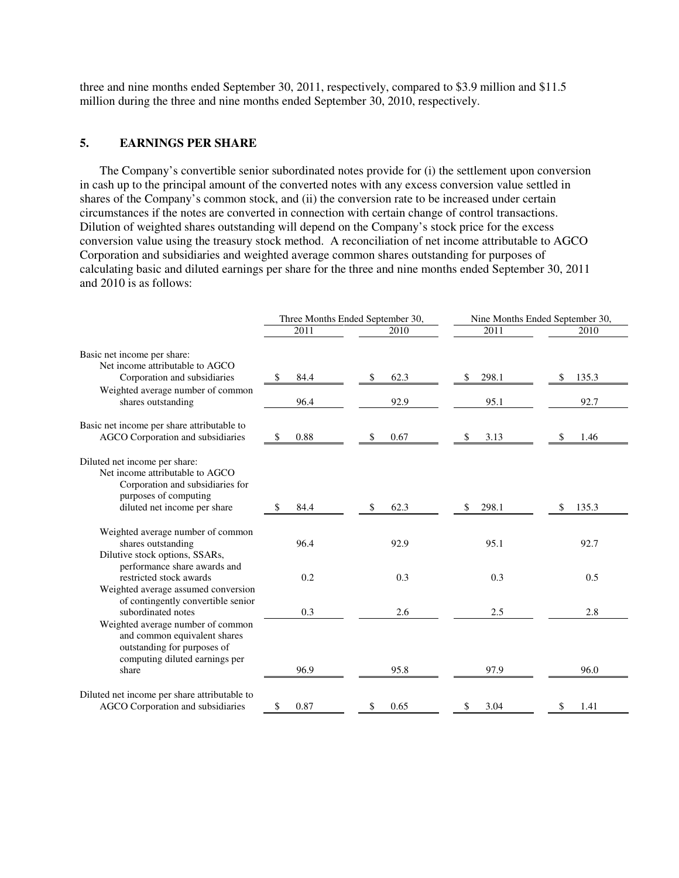three and nine months ended September 30, 2011, respectively, compared to $3.9 million and $11.5 million during the three and nine months ended September 30, 2010, respectively.

## 5. EARNINGS PER SHARE

The Company's convertible senior subordinated notes provide for (i) the settlement upon conversion in cash up to the principal amount of the converted notes with any excess conversion value settled in shares of the Company's common stock, and (ii) the conversion rate to be increased under certain circumstances if the notes are converted in connection with certain change of control transactions. Dilution of weighted shares outstanding will depend on the Company's stock price for the excess conversion value using the treasury stock method. A reconciliation of net income attributable to AGCO Corporation and subsidiaries and weighted average common shares outstanding for purposes of calculating basic and diluted earnings per share for the three and nine months ended September 30, 2011 and 2010 is as follows:

| | Three Months Ended September 30, | | Nine Months Ended September 30, | |
|---|---|---|---|---|
| | 2011 | 2010 | 2011 | 2010 |
| Basic net income per share: | | | | |
| Net income attributable to AGCO Corporation and subsidiaries | $ 84.4 | $ 62.3 | $ 298.1 | $ 135.3 |
| Weighted average number of common shares outstanding | 96.4 | 92.9 | 95.1 | 92.7 |
| Basic net income per share attributable to AGCO Corporation and subsidiaries | $ 0.88 | $ 0.67 | $ 3.13 | $ 1.46 |
| Diluted net income per share: | | | | |
| Net income attributable to AGCO Corporation and subsidiaries for purposes of computing diluted net income per share | $ 84.4 | $ 62.3 | $ 298.1 | $ 135.3 |
| Weighted average number of common shares outstanding | 96.4 | 92.9 | 95.1 | 92.7 |
| Dilutive stock options, SSARs, performance share awards and restricted stock awards | 0.2 | 0.3 | 0.3 | 0.5 |
| Weighted average assumed conversion of contingently convertible senior subordinated notes | 0.3 | 2.6 | 2.5 | 2.8 |
| Weighted average number of common and common equivalent shares outstanding for purposes of computing diluted earnings per share | 96.9 | 95.8 | 97.9 | 96.0 |
| Diluted net income per share attributable to AGCO Corporation and subsidiaries | $ 0.87 | $ 0.65 | $ 3.04 | $ 1.41 |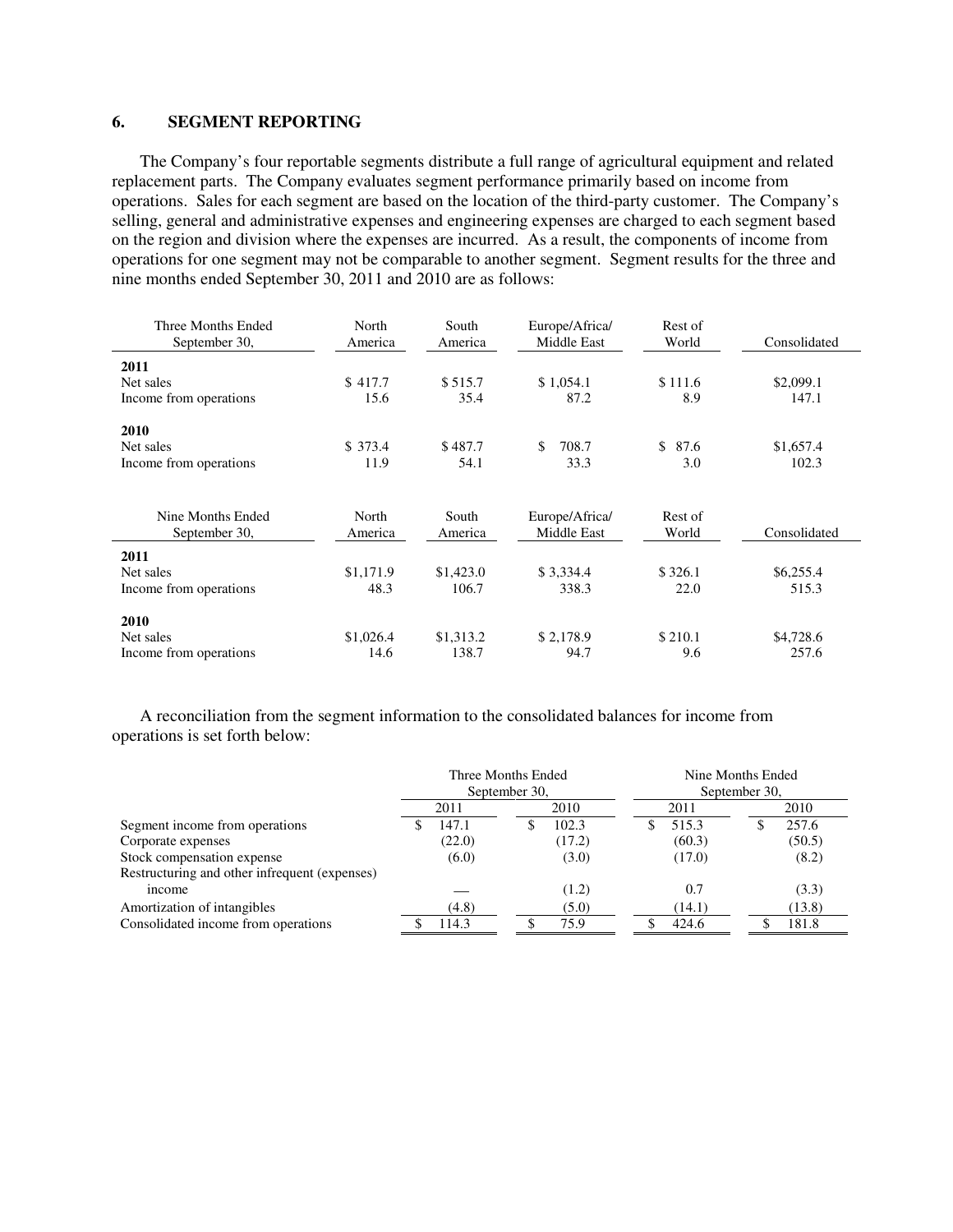## 6. SEGMENT REPORTING

The Company's four reportable segments distribute a full range of agricultural equipment and related replacement parts. The Company evaluates segment performance primarily based on income from operations. Sales for each segment are based on the location of the third-party customer. The Company's selling, general and administrative expenses and engineering expenses are charged to each segment based on the region and division where the expenses are incurred. As a result, the components of income from operations for one segment may not be comparable to another segment. Segment results for the three and nine months ended September 30, 2011 and 2010 are as follows:

| Three Months Ended September 30, | North America | South America | Europe/Africa/ Middle East | Rest of World | Consolidated |
|---|---|---|---|---|---|
| **2011** | | | | | |
| Net sales | $ 417.7 | $ 515.7 | $ 1,054.1 | $ 111.6 | $2,099.1 |
| Income from operations | 15.6 | 35.4 | 87.2 | 8.9 | 147.1 |
| **2010** | | | | | |
| Net sales | $ 373.4 | $ 487.7 | $ 708.7 | $ 87.6 | $1,657.4 |
| Income from operations | 11.9 | 54.1 | 33.3 | 3.0 | 102.3 |

| Nine Months Ended September 30, | North America | South America | Europe/Africa/ Middle East | Rest of World | Consolidated |
|---|---|---|---|---|---|
| **2011** | | | | | |
| Net sales | $1,171.9 | $1,423.0 | $ 3,334.4 | $ 326.1 | $6,255.4 |
| Income from operations | 48.3 | 106.7 | 338.3 | 22.0 | 515.3 |
| **2010** | | | | | |
| Net sales | $1,026.4 | $1,313.2 | $ 2,178.9 | $ 210.1 | $4,728.6 |
| Income from operations | 14.6 | 138.7 | 94.7 | 9.6 | 257.6 |

A reconciliation from the segment information to the consolidated balances for income from operations is set forth below:

| | Three Months Ended September 30, | | Nine Months Ended September 30, | |
|---|---|---|---|---|
| | 2011 | 2010 | 2011 | 2010 |
| Segment income from operations | $ 147.1 | $ 102.3 | $ 515.3 | $ 257.6 |
| Corporate expenses | (22.0) | (17.2) | (60.3) | (50.5) |
| Stock compensation expense | (6.0) | (3.0) | (17.0) | (8.2) |
| Restructuring and other infrequent (expenses) income | — | (1.2) | 0.7 | (3.3) |
| Amortization of intangibles | (4.8) | (5.0) | (14.1) | (13.8) |
| Consolidated income from operations | $ 114.3 | $ 75.9 | $ 424.6 | $ 181.8 |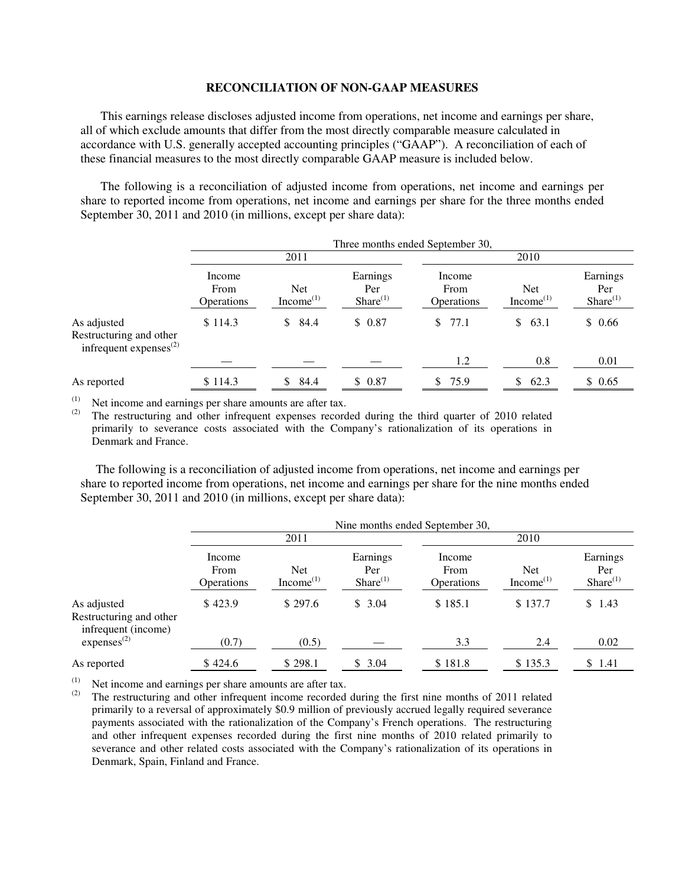**RECONCILIATION OF NON-GAAP MEASURES**

This earnings release discloses adjusted income from operations, net income and earnings per share, all of which exclude amounts that differ from the most directly comparable measure calculated in accordance with U.S. generally accepted accounting principles ("GAAP"). A reconciliation of each of these financial measures to the most directly comparable GAAP measure is included below.

The following is a reconciliation of adjusted income from operations, net income and earnings per share to reported income from operations, net income and earnings per share for the three months ended September 30, 2011 and 2010 (in millions, except per share data):

| | Three months ended September 30, | | | | | |
|---|---|---|---|---|---|---|
| | 2011 | | | 2010 | | |
| | Income From Operations | Net Income[1] | Earnings Per Share[1] | Income From Operations | Net Income[1] | Earnings Per Share[1] |
| As adjusted | $ 114.3 | $ 84.4 | $ 0.87 | $ 77.1 | $ 63.1 | $ 0.66 |
| Restructuring and other infrequent expenses[2] | — | — | — | 1.2 | 0.8 | 0.01 |
| As reported | $ 114.3 | $ 84.4 | $ 0.87 | $ 75.9 | $ 62.3 | $ 0.65 |

[1] Net income and earnings per share amounts are after tax.

[2] The restructuring and other infrequent expenses recorded during the third quarter of 2010 related primarily to severance costs associated with the Company's rationalization of its operations in Denmark and France.

The following is a reconciliation of adjusted income from operations, net income and earnings per share to reported income from operations, net income and earnings per share for the nine months ended September 30, 2011 and 2010 (in millions, except per share data):

| | Nine months ended September 30, | | | | | |
|---|---|---|---|---|---|---|
| | 2011 | | | 2010 | | |
| | Income From Operations | Net Income[1] | Earnings Per Share[1] | Income From Operations | Net Income[1] | Earnings Per Share[1] |
| As adjusted | $ 423.9 | $ 297.6 | $ 3.04 | $ 185.1 | $ 137.7 | $ 1.43 |
| Restructuring and other infrequent (income) expenses[2] | (0.7) | (0.5) | — | 3.3 | 2.4 | 0.02 |
| As reported | $ 424.6 | $ 298.1 | $ 3.04 | $ 181.8 | $ 135.3 | $ 1.41 |

[1] Net income and earnings per share amounts are after tax.

[2] The restructuring and other infrequent income recorded during the first nine months of 2011 related primarily to a reversal of approximately $0.9 million of previously accrued legally required severance payments associated with the rationalization of the Company's French operations. The restructuring and other infrequent expenses recorded during the first nine months of 2010 related primarily to severance and other related costs associated with the Company's rationalization of its operations in Denmark, Spain, Finland and France.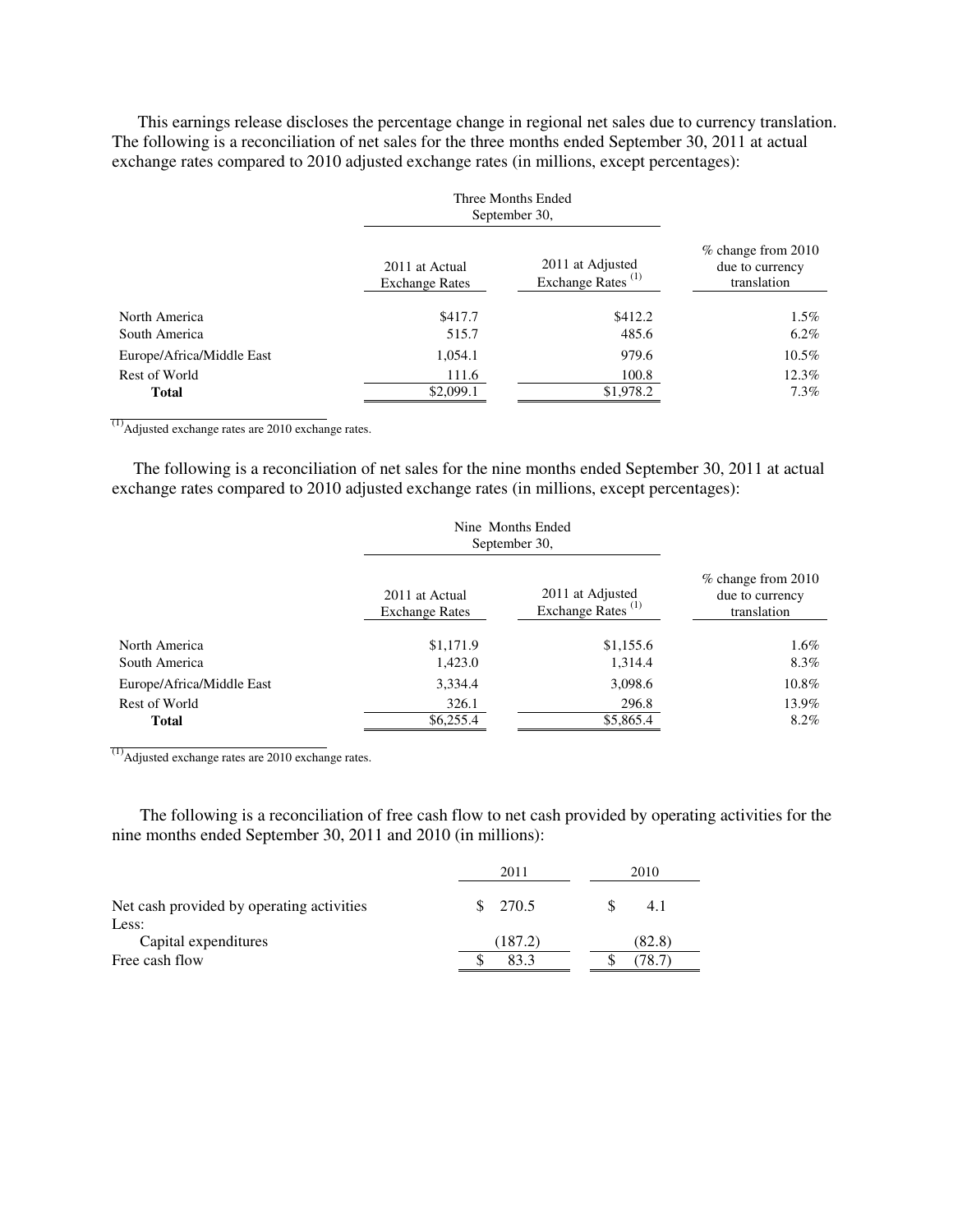This earnings release discloses the percentage change in regional net sales due to currency translation. The following is a reconciliation of net sales for the three months ended September 30, 2011 at actual exchange rates compared to 2010 adjusted exchange rates (in millions, except percentages):

| | Three Months Ended September 30, | | |
|---|---|---|---|
| | 2011 at Actual Exchange Rates | 2011 at Adjusted Exchange Rates [1] | % change from 2010 due to currency translation |
| North America | $417.7 | $412.2 | 1.5% |
| South America | 515.7 | 485.6 | 6.2% |
| Europe/Africa/Middle East | 1,054.1 | 979.6 | 10.5% |
| Rest of World | 111.6 | 100.8 | 12.3% |
| **Total** | $2,099.1 | $1,978.2 | 7.3% |

[1] Adjusted exchange rates are 2010 exchange rates.

The following is a reconciliation of net sales for the nine months ended September 30, 2011 at actual exchange rates compared to 2010 adjusted exchange rates (in millions, except percentages):

| | Nine Months Ended September 30, | | |
|---|---|---|---|
| | 2011 at Actual Exchange Rates | 2011 at Adjusted Exchange Rates [1] | % change from 2010 due to currency translation |
| North America | $1,171.9 | $1,155.6 | 1.6% |
| South America | 1,423.0 | 1,314.4 | 8.3% |
| Europe/Africa/Middle East | 3,334.4 | 3,098.6 | 10.8% |
| Rest of World | 326.1 | 296.8 | 13.9% |
| **Total** | $6,255.4 | $5,865.4 | 8.2% |

[1] Adjusted exchange rates are 2010 exchange rates.

The following is a reconciliation of free cash flow to net cash provided by operating activities for the nine months ended September 30, 2011 and 2010 (in millions):

| | 2011 | 2010 |
|---|---|---|
| Net cash provided by operating activities | $ 270.5 | $ 4.1 |
| Less: | | |
| Capital expenditures | (187.2) | (82.8) |
| Free cash flow | $ 83.3 | $ (78.7) |